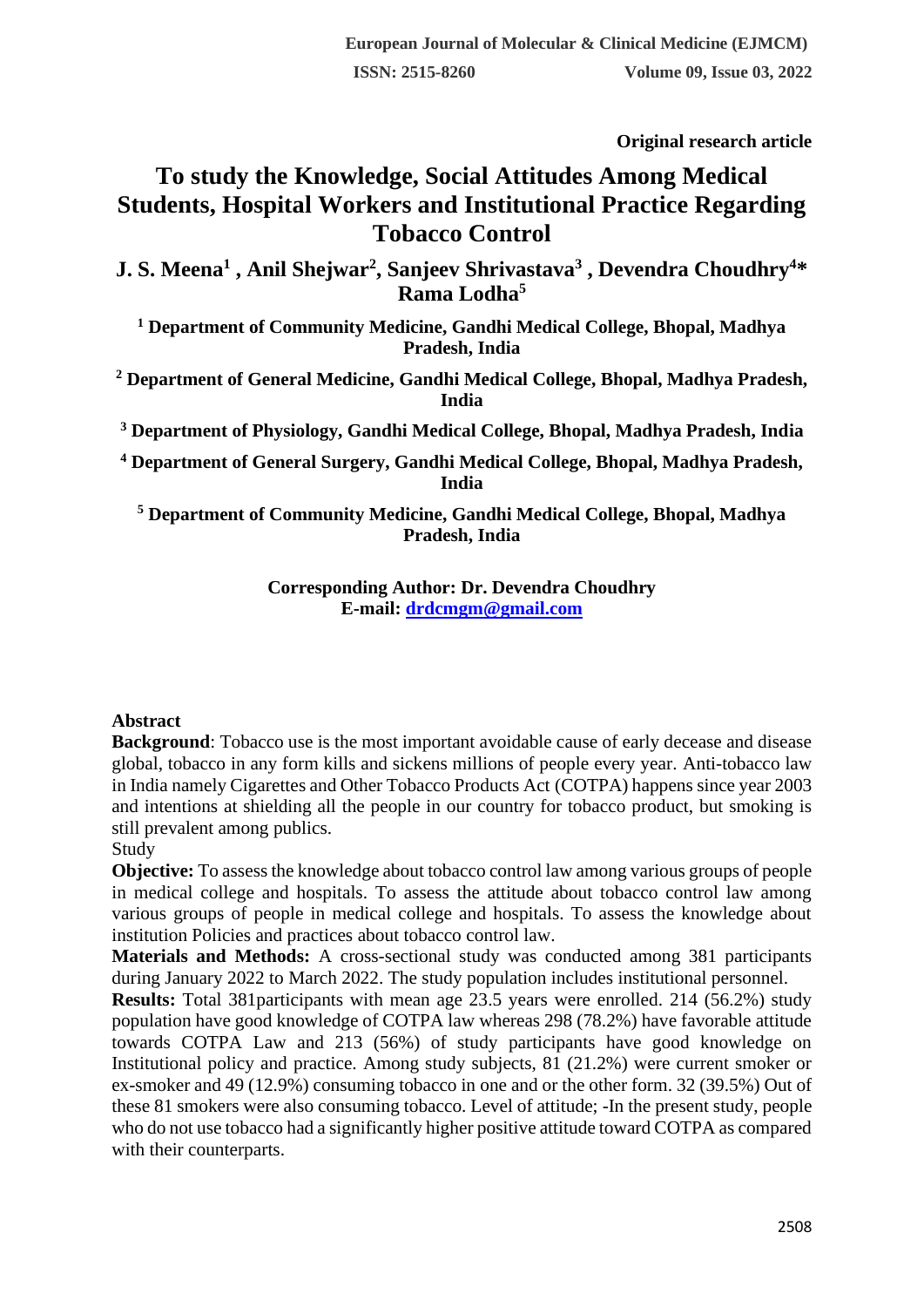**Original research article**

# To study the Knowledge, Social Attitudes Among Medical Students, Hospital Workers and Institutional Practice Regarding Tobacco Control

**J. S. Meena[1] , Anil Shejwar[2], Sanjeev Shrivastava[3] , Devendra Choudhry[4]* Rama Lodha[5]**

**[1] Department of Community Medicine, Gandhi Medical College, Bhopal, Madhya Pradesh, India**

**[2] Department of General Medicine, Gandhi Medical College, Bhopal, Madhya Pradesh, India**

**[3] Department of Physiology, Gandhi Medical College, Bhopal, Madhya Pradesh, India**

**[4] Department of General Surgery, Gandhi Medical College, Bhopal, Madhya Pradesh, India**

**[5] Department of Community Medicine, Gandhi Medical College, Bhopal, Madhya Pradesh, India**

**Corresponding Author: Dr. Devendra Choudhry**
**E-mail: drdcmgm@gmail.com**

## Abstract

**Background**: Tobacco use is the most important avoidable cause of early decease and disease global, tobacco in any form kills and sickens millions of people every year. Anti-tobacco law in India namely Cigarettes and Other Tobacco Products Act (COTPA) happens since year 2003 and intentions at shielding all the people in our country for tobacco product, but smoking is still prevalent among publics.

Study

**Objective:** To assess the knowledge about tobacco control law among various groups of people in medical college and hospitals. To assess the attitude about tobacco control law among various groups of people in medical college and hospitals. To assess the knowledge about institution Policies and practices about tobacco control law.

**Materials and Methods:** A cross-sectional study was conducted among 381 participants during January 2022 to March 2022. The study population includes institutional personnel.

**Results:** Total 381participants with mean age 23.5 years were enrolled. 214 (56.2%) study population have good knowledge of COTPA law whereas 298 (78.2%) have favorable attitude towards COTPA Law and 213 (56%) of study participants have good knowledge on Institutional policy and practice. Among study subjects, 81 (21.2%) were current smoker or ex-smoker and 49 (12.9%) consuming tobacco in one and or the other form. 32 (39.5%) Out of these 81 smokers were also consuming tobacco. Level of attitude; -In the present study, people who do not use tobacco had a significantly higher positive attitude toward COTPA as compared with their counterparts.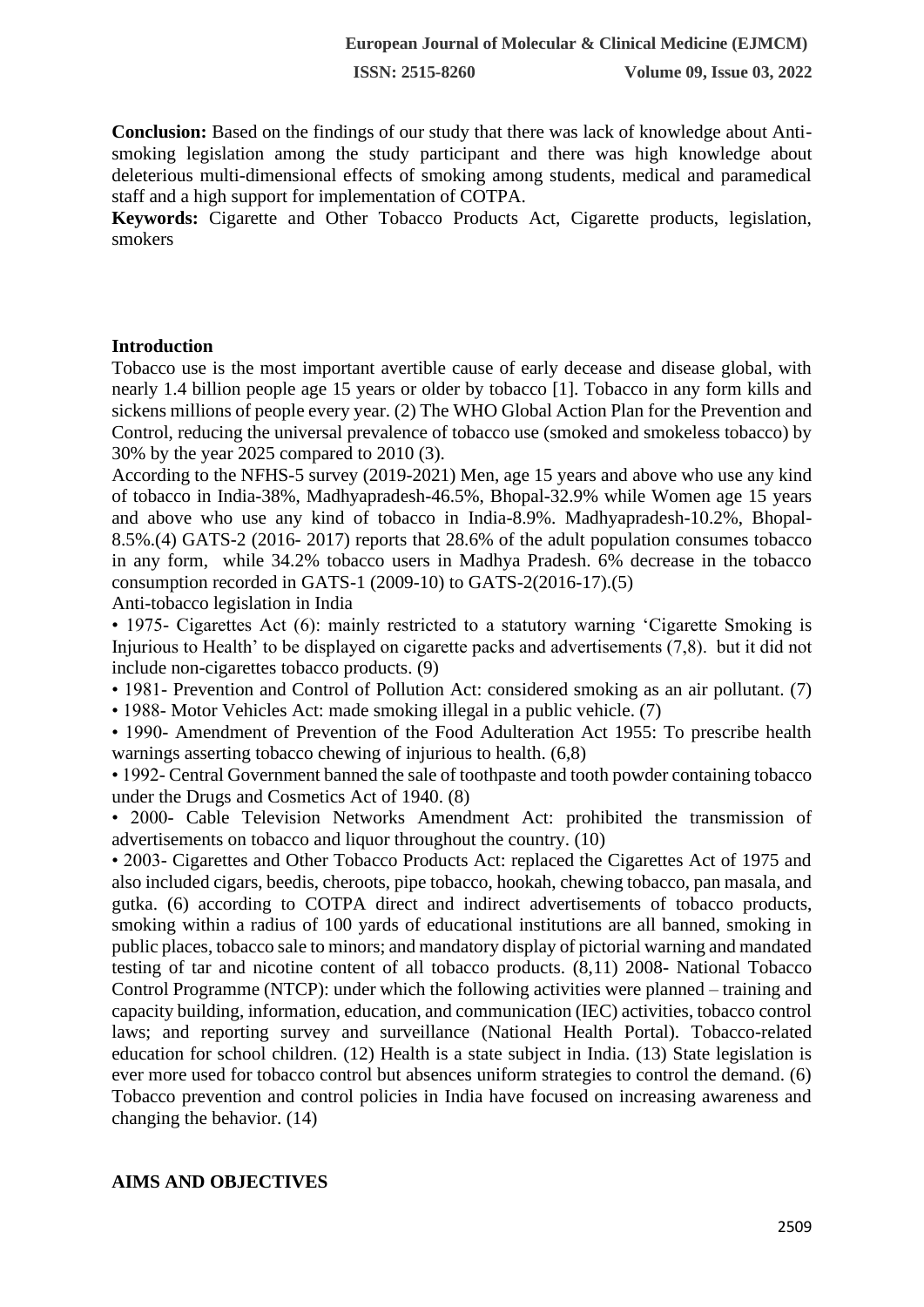**Conclusion:** Based on the findings of our study that there was lack of knowledge about Anti-smoking legislation among the study participant and there was high knowledge about deleterious multi-dimensional effects of smoking among students, medical and paramedical staff and a high support for implementation of COTPA.

**Keywords:** Cigarette and Other Tobacco Products Act, Cigarette products, legislation, smokers

## Introduction

Tobacco use is the most important avertible cause of early decease and disease global, with nearly 1.4 billion people age 15 years or older by tobacco [1]. Tobacco in any form kills and sickens millions of people every year. (2) The WHO Global Action Plan for the Prevention and Control, reducing the universal prevalence of tobacco use (smoked and smokeless tobacco) by 30% by the year 2025 compared to 2010 (3).

According to the NFHS-5 survey (2019-2021) Men, age 15 years and above who use any kind of tobacco in India-38%, Madhyapradesh-46.5%, Bhopal-32.9% while Women age 15 years and above who use any kind of tobacco in India-8.9%. Madhyapradesh-10.2%, Bhopal-8.5%.(4) GATS-2 (2016- 2017) reports that 28.6% of the adult population consumes tobacco in any form, while 34.2% tobacco users in Madhya Pradesh. 6% decrease in the tobacco consumption recorded in GATS-1 (2009-10) to GATS-2(2016-17).(5)

Anti-tobacco legislation in India

- 1975- Cigarettes Act (6): mainly restricted to a statutory warning 'Cigarette Smoking is Injurious to Health' to be displayed on cigarette packs and advertisements (7,8). but it did not include non-cigarettes tobacco products. (9)
- 1981- Prevention and Control of Pollution Act: considered smoking as an air pollutant. (7)
- 1988- Motor Vehicles Act: made smoking illegal in a public vehicle. (7)
- 1990- Amendment of Prevention of the Food Adulteration Act 1955: To prescribe health warnings asserting tobacco chewing of injurious to health. (6,8)
- 1992- Central Government banned the sale of toothpaste and tooth powder containing tobacco under the Drugs and Cosmetics Act of 1940. (8)
- 2000- Cable Television Networks Amendment Act: prohibited the transmission of advertisements on tobacco and liquor throughout the country. (10)
- 2003- Cigarettes and Other Tobacco Products Act: replaced the Cigarettes Act of 1975 and also included cigars, beedis, cheroots, pipe tobacco, hookah, chewing tobacco, pan masala, and gutka. (6) according to COTPA direct and indirect advertisements of tobacco products, smoking within a radius of 100 yards of educational institutions are all banned, smoking in public places, tobacco sale to minors; and mandatory display of pictorial warning and mandated testing of tar and nicotine content of all tobacco products. (8,11) 2008- National Tobacco Control Programme (NTCP): under which the following activities were planned – training and capacity building, information, education, and communication (IEC) activities, tobacco control laws; and reporting survey and surveillance (National Health Portal). Tobacco-related education for school children. (12) Health is a state subject in India. (13) State legislation is ever more used for tobacco control but absences uniform strategies to control the demand. (6) Tobacco prevention and control policies in India have focused on increasing awareness and changing the behavior. (14)

## AIMS AND OBJECTIVES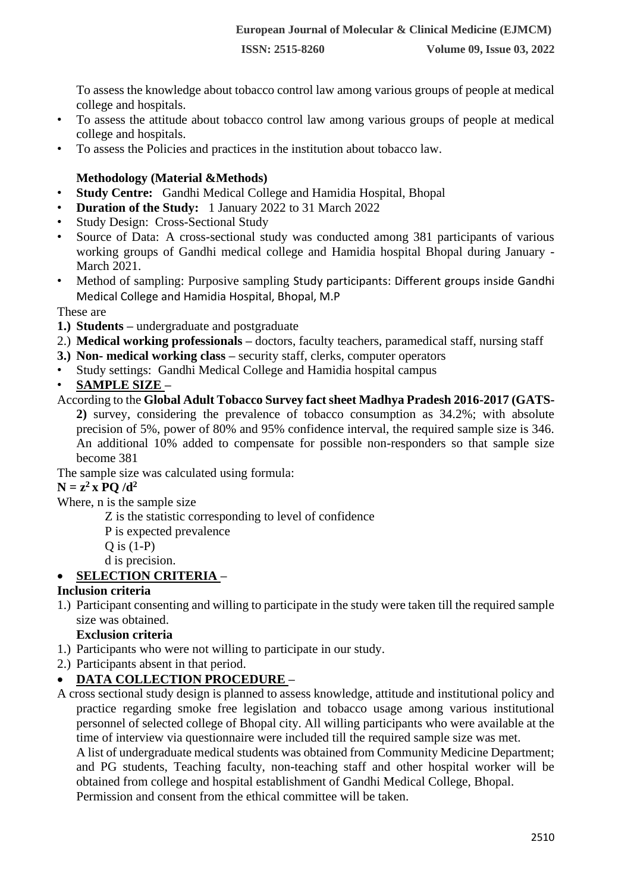To assess the knowledge about tobacco control law among various groups of people at medical college and hospitals.

- To assess the attitude about tobacco control law among various groups of people at medical college and hospitals.
- To assess the Policies and practices in the institution about tobacco law.

**Methodology (Material &Methods)**

- **Study Centre:** Gandhi Medical College and Hamidia Hospital, Bhopal
- **Duration of the Study:** 1 January 2022 to 31 March 2022
- Study Design: Cross-Sectional Study
- Source of Data: A cross-sectional study was conducted among 381 participants of various working groups of Gandhi medical college and Hamidia hospital Bhopal during January - March 2021.
- Method of sampling: Purposive sampling Study participants: Different groups inside Gandhi Medical College and Hamidia Hospital, Bhopal, M.P

These are

1.) **Students –** undergraduate and postgraduate
2.) **Medical working professionals –** doctors, faculty teachers, paramedical staff, nursing staff
3.) **Non- medical working class –** security staff, clerks, computer operators

- Study settings: Gandhi Medical College and Hamidia hospital campus
- **SAMPLE SIZE –**

According to the **Global Adult Tobacco Survey fact sheet Madhya Pradesh 2016-2017 (GATS-2)** survey, considering the prevalence of tobacco consumption as 34.2%; with absolute precision of 5%, power of 80% and 95% confidence interval, the required sample size is 346. An additional 10% added to compensate for possible non-responders so that sample size become 381

The sample size was calculated using formula:

$N = z^2 \times PQ / d^2$

Where, n is the sample size

Z is the statistic corresponding to level of confidence

P is expected prevalence

Q is (1-P)

d is precision.

- **SELECTION CRITERIA –**

**Inclusion criteria**

1.) Participant consenting and willing to participate in the study were taken till the required sample size was obtained.

**Exclusion criteria**

1.) Participants who were not willing to participate in our study.
2.) Participants absent in that period.

- **DATA COLLECTION PROCEDURE –**

A cross sectional study design is planned to assess knowledge, attitude and institutional policy and practice regarding smoke free legislation and tobacco usage among various institutional personnel of selected college of Bhopal city. All willing participants who were available at the time of interview via questionnaire were included till the required sample size was met.

A list of undergraduate medical students was obtained from Community Medicine Department; and PG students, Teaching faculty, non-teaching staff and other hospital worker will be obtained from college and hospital establishment of Gandhi Medical College, Bhopal.

Permission and consent from the ethical committee will be taken.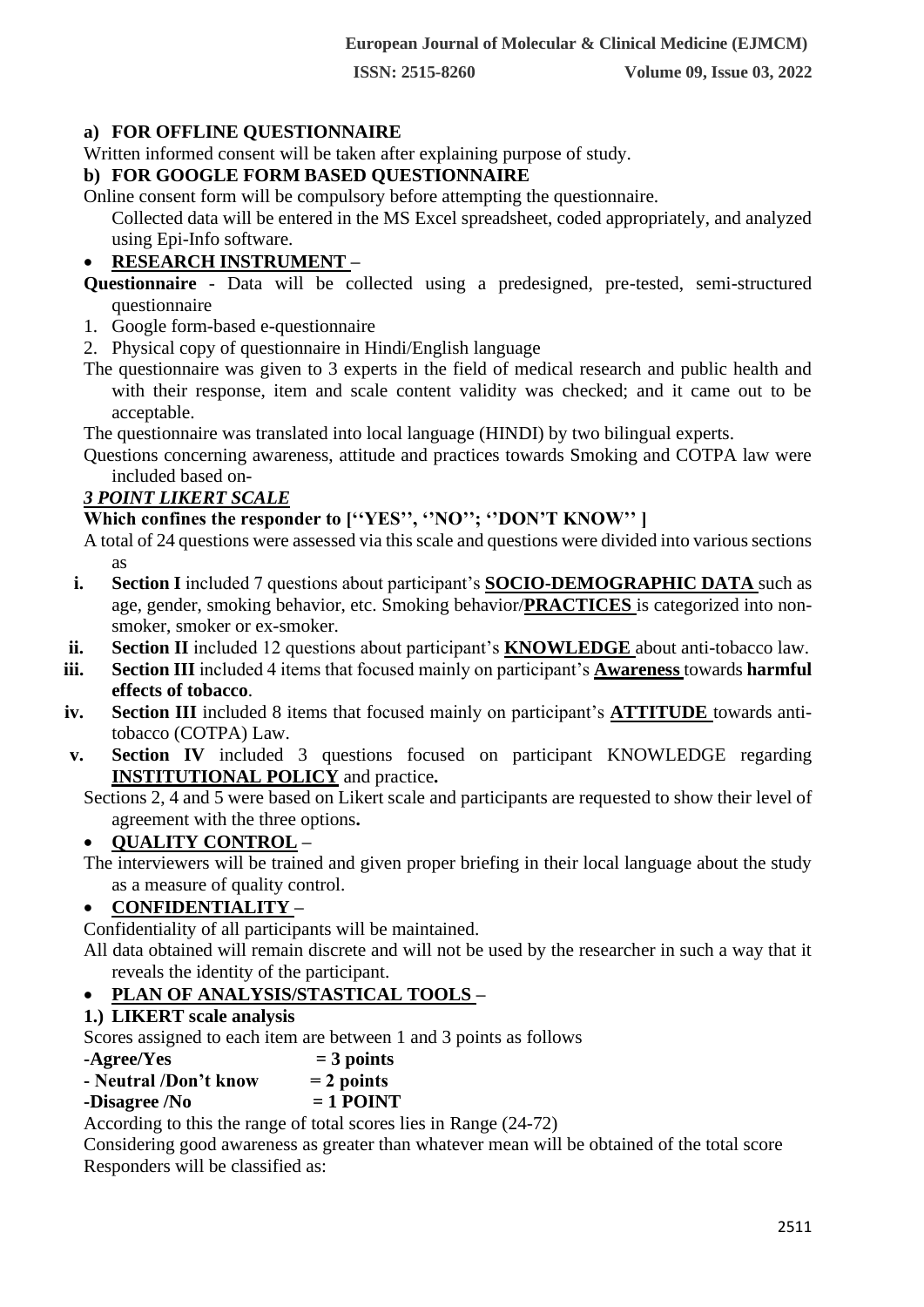**a) FOR OFFLINE QUESTIONNAIRE**

Written informed consent will be taken after explaining purpose of study.

**b) FOR GOOGLE FORM BASED QUESTIONNAIRE**

Online consent form will be compulsory before attempting the questionnaire.

Collected data will be entered in the MS Excel spreadsheet, coded appropriately, and analyzed using Epi-Info software.

- **RESEARCH INSTRUMENT –**

**Questionnaire** - Data will be collected using a predesigned, pre-tested, semi-structured questionnaire

1. Google form-based e-questionnaire
2. Physical copy of questionnaire in Hindi/English language

The questionnaire was given to 3 experts in the field of medical research and public health and with their response, item and scale content validity was checked; and it came out to be acceptable.

The questionnaire was translated into local language (HINDI) by two bilingual experts.

Questions concerning awareness, attitude and practices towards Smoking and COTPA law were included based on-

***3 POINT LIKERT SCALE***

**Which confines the responder to [''YES'', ''NO''; ''DON'T KNOW'' ]**

A total of 24 questions were assessed via this scale and questions were divided into various sections as

i. **Section I** included 7 questions about participant's **SOCIO-DEMOGRAPHIC DATA** such as age, gender, smoking behavior, etc. Smoking behavior/**PRACTICES** is categorized into non-smoker, smoker or ex-smoker.
ii. **Section II** included 12 questions about participant's **KNOWLEDGE** about anti-tobacco law.
iii. **Section III** included 4 items that focused mainly on participant's **Awareness** towards **harmful effects of tobacco**.
iv. **Section III** included 8 items that focused mainly on participant's **ATTITUDE** towards anti-tobacco (COTPA) Law.
v. **Section IV** included 3 questions focused on participant KNOWLEDGE regarding **INSTITUTIONAL POLICY** and practice**.**

Sections 2, 4 and 5 were based on Likert scale and participants are requested to show their level of agreement with the three options**.**

- **QUALITY CONTROL –**

The interviewers will be trained and given proper briefing in their local language about the study as a measure of quality control.

- **CONFIDENTIALITY –**

Confidentiality of all participants will be maintained.

All data obtained will remain discrete and will not be used by the researcher in such a way that it reveals the identity of the participant.

- **PLAN OF ANALYSIS/STASTICAL TOOLS –**

**1.) LIKERT scale analysis**

Scores assigned to each item are between 1 and 3 points as follows

**-Agree/Yes = 3 points**
**- Neutral /Don't know = 2 points**
**-Disagree /No = 1 POINT**

According to this the range of total scores lies in Range (24-72)

Considering good awareness as greater than whatever mean will be obtained of the total score

Responders will be classified as: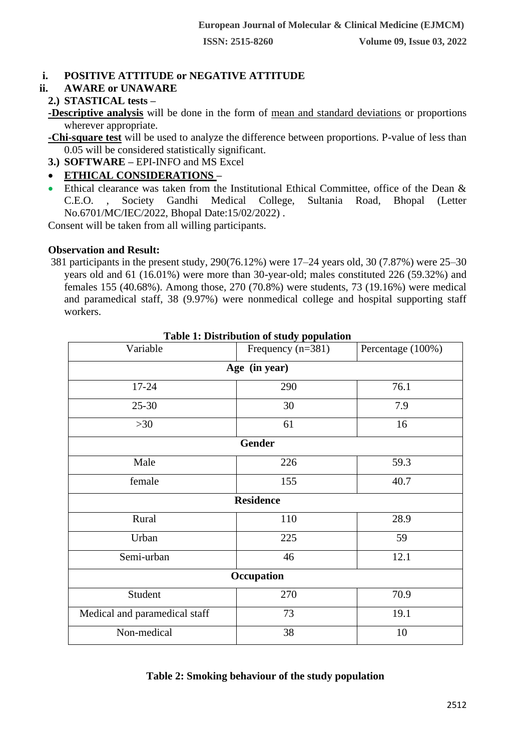i. **POSITIVE ATTITUDE or NEGATIVE ATTITUDE**

ii. **AWARE or UNAWARE**

**2.) STASTICAL tests –**

**-Descriptive analysis** will be done in the form of mean and standard deviations or proportions wherever appropriate.

**-Chi-square test** will be used to analyze the difference between proportions. P-value of less than 0.05 will be considered statistically significant.

**3.) SOFTWARE –** EPI-INFO and MS Excel

- **ETHICAL CONSIDERATIONS –**
- Ethical clearance was taken from the Institutional Ethical Committee, office of the Dean & C.E.O. , Society Gandhi Medical College, Sultania Road, Bhopal (Letter No.6701/MC/IEC/2022, Bhopal Date:15/02/2022) .

Consent will be taken from all willing participants.

**Observation and Result:**

381 participants in the present study, 290(76.12%) were 17–24 years old, 30 (7.87%) were 25–30 years old and 61 (16.01%) were more than 30-year-old; males constituted 226 (59.32%) and females 155 (40.68%). Among those, 270 (70.8%) were students, 73 (19.16%) were medical and paramedical staff, 38 (9.97%) were nonmedical college and hospital supporting staff workers.

**Table 1: Distribution of study population**

| Variable | Frequency (n=381) | Percentage (100%) |
|---|---|---|
| **Age (in year)** | | |
| 17-24 | 290 | 76.1 |
| 25-30 | 30 | 7.9 |
| >30 | 61 | 16 |
| **Gender** | | |
| Male | 226 | 59.3 |
| female | 155 | 40.7 |
| **Residence** | | |
| Rural | 110 | 28.9 |
| Urban | 225 | 59 |
| Semi-urban | 46 | 12.1 |
| **Occupation** | | |
| Student | 270 | 70.9 |
| Medical and paramedical staff | 73 | 19.1 |
| Non-medical | 38 | 10 |

**Table 2: Smoking behaviour of the study population**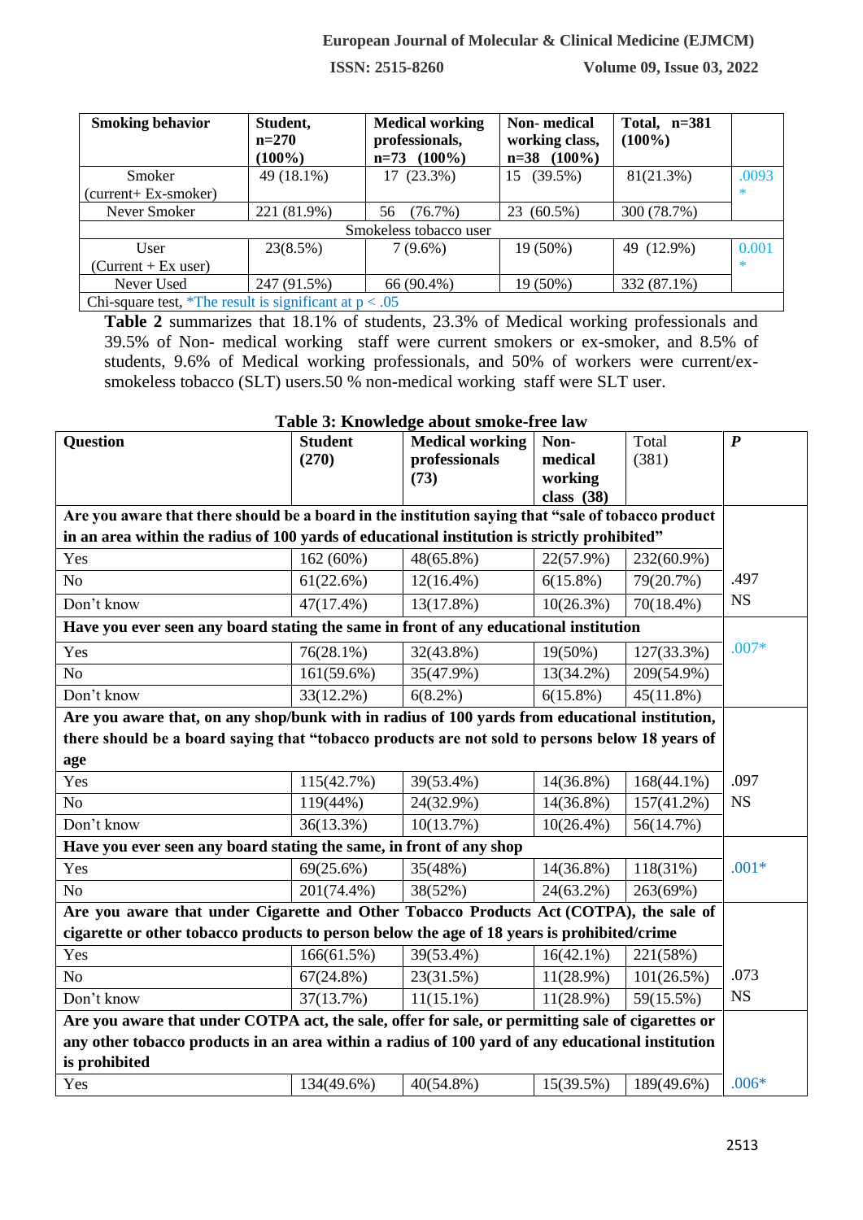| Smoking behavior | Student, n=270 (100%) | Medical working professionals, n=73 (100%) | Non- medical working class, n=38 (100%) | Total, n=381 (100%) | |
|---|---|---|---|---|---|
| Smoker (current+ Ex-smoker) | 49 (18.1%) | 17 (23.3%) | 15 (39.5%) | 81(21.3%) | .0093 * |
| Never Smoker | 221 (81.9%) | 56 (76.7%) | 23 (60.5%) | 300 (78.7%) | |
| Smokeless tobacco user | | | | | |
| User (Current + Ex user) | 23(8.5%) | 7 (9.6%) | 19 (50%) | 49 (12.9%) | 0.001 * |
| Never Used | 247 (91.5%) | 66 (90.4%) | 19 (50%) | 332 (87.1%) | |

Chi-square test, *The result is significant at $p < .05$

**Table 2** summarizes that 18.1% of students, 23.3% of Medical working professionals and 39.5% of Non- medical working staff were current smokers or ex-smoker, and 8.5% of students, 9.6% of Medical working professionals, and 50% of workers were current/ex-smokeless tobacco (SLT) users.50 % non-medical working staff were SLT user.

**Table 3: Knowledge about smoke-free law**

| Question | Student (270) | Medical working professionals (73) | Non-medical working class (38) | Total (381) | *P* |
|---|---|---|---|---|---|
| **Are you aware that there should be a board in the institution saying that "sale of tobacco product in an area within the radius of 100 yards of educational institution is strictly prohibited"** | | | | | |
| Yes | 162 (60%) | 48(65.8%) | 22(57.9%) | 232(60.9%) | .497 NS |
| No | 61(22.6%) | 12(16.4%) | 6(15.8%) | 79(20.7%) | |
| Don't know | 47(17.4%) | 13(17.8%) | 10(26.3%) | 70(18.4%) | |
| **Have you ever seen any board stating the same in front of any educational institution** | | | | | |
| Yes | 76(28.1%) | 32(43.8%) | 19(50%) | 127(33.3%) | .007* |
| No | 161(59.6%) | 35(47.9%) | 13(34.2%) | 209(54.9%) | |
| Don't know | 33(12.2%) | 6(8.2%) | 6(15.8%) | 45(11.8%) | |
| **Are you aware that, on any shop/bunk with in radius of 100 yards from educational institution, there should be a board saying that "tobacco products are not sold to persons below 18 years of age** | | | | | |
| Yes | 115(42.7%) | 39(53.4%) | 14(36.8%) | 168(44.1%) | .097 NS |
| No | 119(44%) | 24(32.9%) | 14(36.8%) | 157(41.2%) | |
| Don't know | 36(13.3%) | 10(13.7%) | 10(26.4%) | 56(14.7%) | |
| **Have you ever seen any board stating the same, in front of any shop** | | | | | |
| Yes | 69(25.6%) | 35(48%) | 14(36.8%) | 118(31%) | .001* |
| No | 201(74.4%) | 38(52%) | 24(63.2%) | 263(69%) | |
| **Are you aware that under Cigarette and Other Tobacco Products Act (COTPA), the sale of cigarette or other tobacco products to person below the age of 18 years is prohibited/crime** | | | | | |
| Yes | 166(61.5%) | 39(53.4%) | 16(42.1%) | 221(58%) | .073 NS |
| No | 67(24.8%) | 23(31.5%) | 11(28.9%) | 101(26.5%) | |
| Don't know | 37(13.7%) | 11(15.1%) | 11(28.9%) | 59(15.5%) | |
| **Are you aware that under COTPA act, the sale, offer for sale, or permitting sale of cigarettes or any other tobacco products in an area within a radius of 100 yard of any educational institution is prohibited** | | | | | |
| Yes | 134(49.6%) | 40(54.8%) | 15(39.5%) | 189(49.6%) | .006* |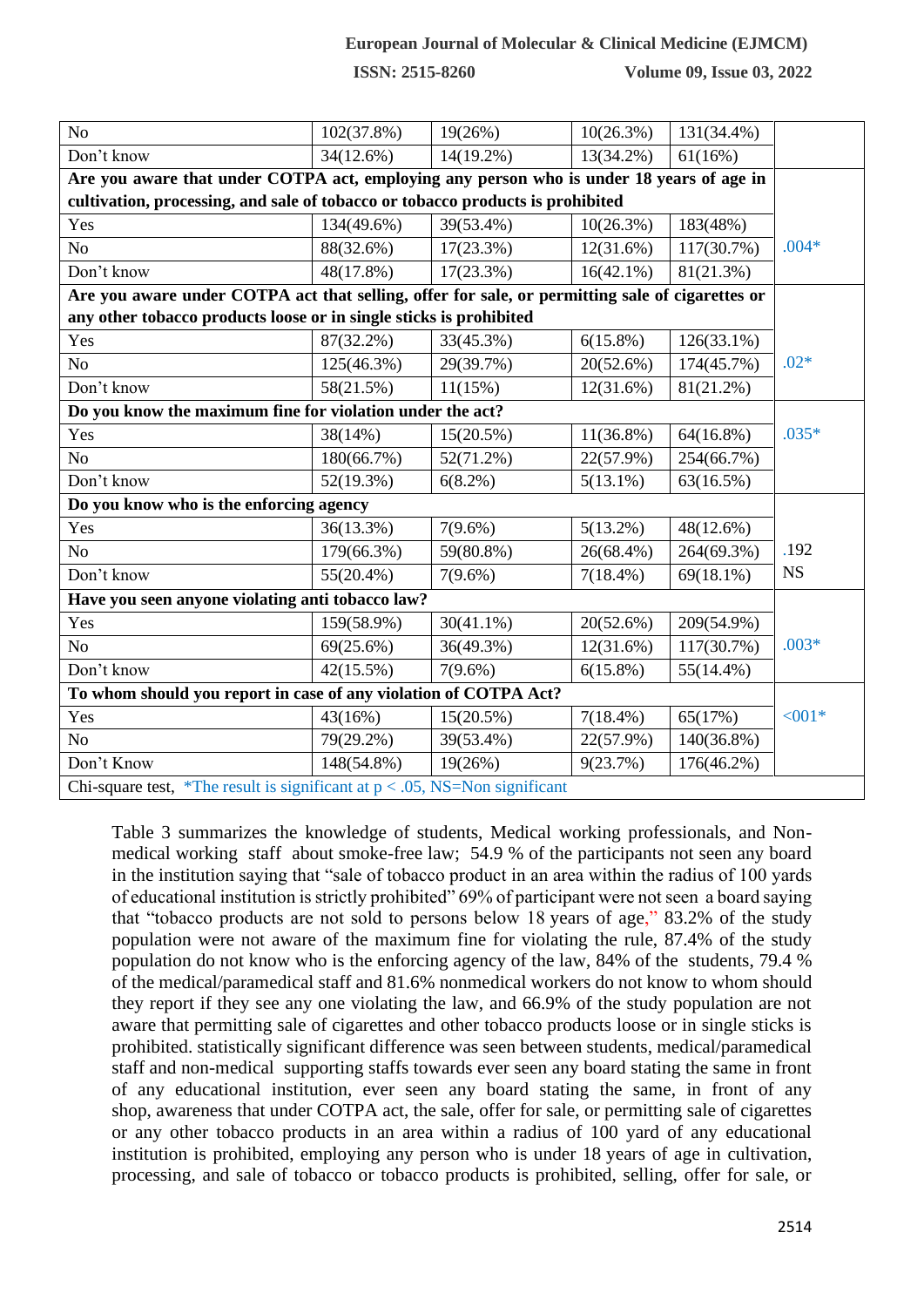| | | | | | |
|---|---|---|---|---|---|
| No | 102(37.8%) | 19(26%) | 10(26.3%) | 131(34.4%) | |
| Don't know | 34(12.6%) | 14(19.2%) | 13(34.2%) | 61(16%) | |
| **Are you aware that under COTPA act, employing any person who is under 18 years of age in cultivation, processing, and sale of tobacco or tobacco products is prohibited** | | | | | |
| Yes | 134(49.6%) | 39(53.4%) | 10(26.3%) | 183(48%) | .004* |
| No | 88(32.6%) | 17(23.3%) | 12(31.6%) | 117(30.7%) | |
| Don't know | 48(17.8%) | 17(23.3%) | 16(42.1%) | 81(21.3%) | |
| **Are you aware under COTPA act that selling, offer for sale, or permitting sale of cigarettes or any other tobacco products loose or in single sticks is prohibited** | | | | | |
| Yes | 87(32.2%) | 33(45.3%) | 6(15.8%) | 126(33.1%) | .02* |
| No | 125(46.3%) | 29(39.7%) | 20(52.6%) | 174(45.7%) | |
| Don't know | 58(21.5%) | 11(15%) | 12(31.6%) | 81(21.2%) | |
| **Do you know the maximum fine for violation under the act?** | | | | | |
| Yes | 38(14%) | 15(20.5%) | 11(36.8%) | 64(16.8%) | .035* |
| No | 180(66.7%) | 52(71.2%) | 22(57.9%) | 254(66.7%) | |
| Don't know | 52(19.3%) | 6(8.2%) | 5(13.1%) | 63(16.5%) | |
| **Do you know who is the enforcing agency** | | | | | |
| Yes | 36(13.3%) | 7(9.6%) | 5(13.2%) | 48(12.6%) | .192 NS |
| No | 179(66.3%) | 59(80.8%) | 26(68.4%) | 264(69.3%) | |
| Don't know | 55(20.4%) | 7(9.6%) | 7(18.4%) | 69(18.1%) | |
| **Have you seen anyone violating anti tobacco law?** | | | | | |
| Yes | 159(58.9%) | 30(41.1%) | 20(52.6%) | 209(54.9%) | .003* |
| No | 69(25.6%) | 36(49.3%) | 12(31.6%) | 117(30.7%) | |
| Don't know | 42(15.5%) | 7(9.6%) | 6(15.8%) | 55(14.4%) | |
| **To whom should you report in case of any violation of COTPA Act?** | | | | | |
| Yes | 43(16%) | 15(20.5%) | 7(18.4%) | 65(17%) | <001* |
| No | 79(29.2%) | 39(53.4%) | 22(57.9%) | 140(36.8%) | |
| Don't Know | 148(54.8%) | 19(26%) | 9(23.7%) | 176(46.2%) | |

Chi-square test, *The result is significant at $p < .05$, NS=Non significant

Table 3 summarizes the knowledge of students, Medical working professionals, and Non-medical working staff about smoke-free law; 54.9 % of the participants not seen any board in the institution saying that "sale of tobacco product in an area within the radius of 100 yards of educational institution is strictly prohibited" 69% of participant were not seen a board saying that "tobacco products are not sold to persons below 18 years of age," 83.2% of the study population were not aware of the maximum fine for violating the rule, 87.4% of the study population do not know who is the enforcing agency of the law, 84% of the students, 79.4 % of the medical/paramedical staff and 81.6% nonmedical workers do not know to whom should they report if they see any one violating the law, and 66.9% of the study population are not aware that permitting sale of cigarettes and other tobacco products loose or in single sticks is prohibited. statistically significant difference was seen between students, medical/paramedical staff and non-medical supporting staffs towards ever seen any board stating the same in front of any educational institution, ever seen any board stating the same, in front of any shop, awareness that under COTPA act, the sale, offer for sale, or permitting sale of cigarettes or any other tobacco products in an area within a radius of 100 yard of any educational institution is prohibited, employing any person who is under 18 years of age in cultivation, processing, and sale of tobacco or tobacco products is prohibited, selling, offer for sale, or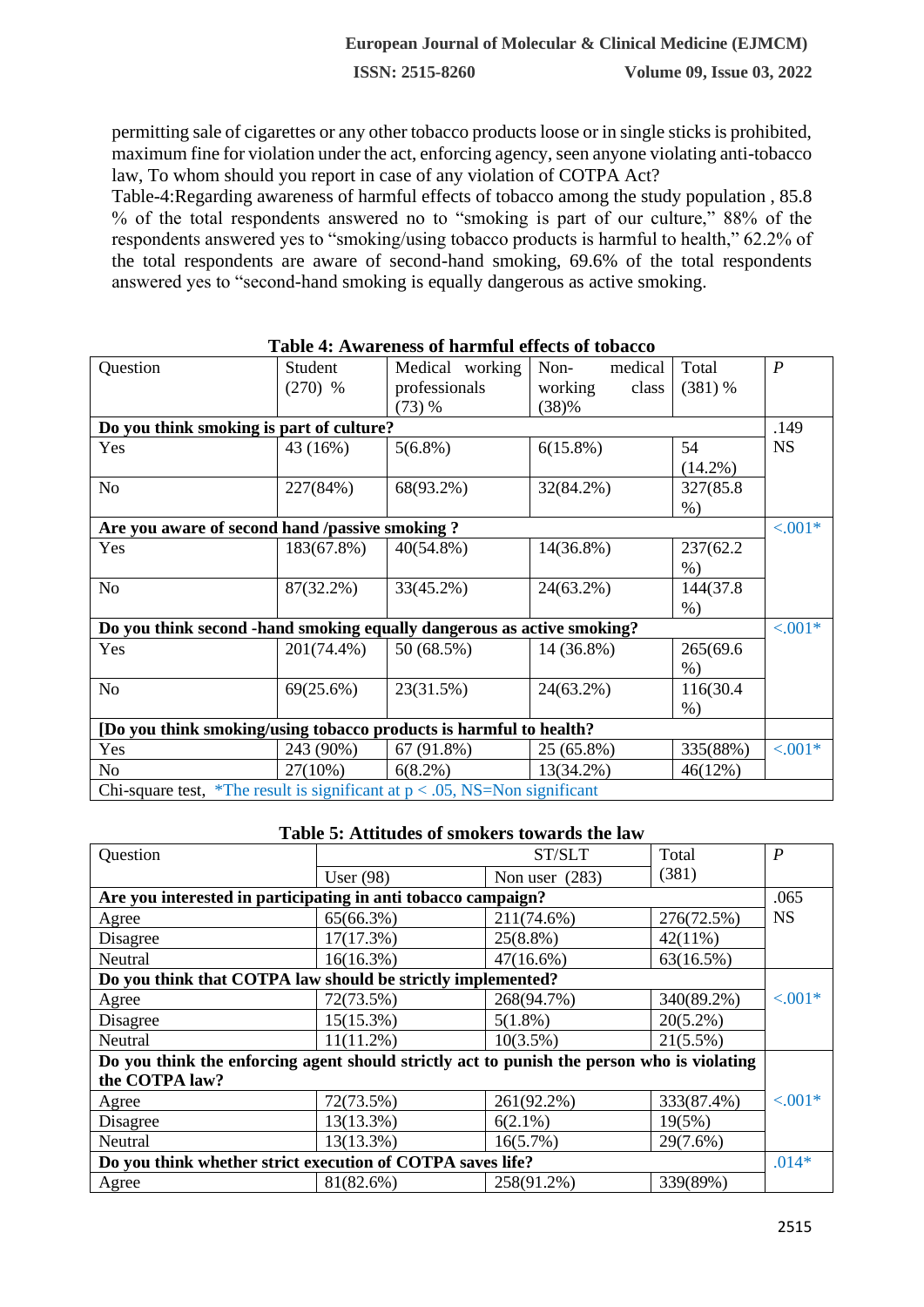permitting sale of cigarettes or any other tobacco products loose or in single sticks is prohibited, maximum fine for violation under the act, enforcing agency, seen anyone violating anti-tobacco law, To whom should you report in case of any violation of COTPA Act?

Table-4:Regarding awareness of harmful effects of tobacco among the study population , 85.8 % of the total respondents answered no to "smoking is part of our culture," 88% of the respondents answered yes to "smoking/using tobacco products is harmful to health," 62.2% of the total respondents are aware of second-hand smoking, 69.6% of the total respondents answered yes to "second-hand smoking is equally dangerous as active smoking.

**Table 4: Awareness of harmful effects of tobacco**

| Question | Student (270) % | Medical working professionals (73) % | Non- medical working class (38)% | Total (381) % | *P* |
|---|---|---|---|---|---|
| **Do you think smoking is part of culture?** | | | | | .149 |
| Yes | 43 (16%) | 5(6.8%) | 6(15.8%) | 54 (14.2%) | NS |
| No | 227(84%) | 68(93.2%) | 32(84.2%) | 327(85.8 %) | |
| **Are you aware of second hand /passive smoking ?** | | | | | <.001* |
| Yes | 183(67.8%) | 40(54.8%) | 14(36.8%) | 237(62.2 %) | |
| No | 87(32.2%) | 33(45.2%) | 24(63.2%) | 144(37.8 %) | |
| **Do you think second -hand smoking equally dangerous as active smoking?** | | | | | <.001* |
| Yes | 201(74.4%) | 50 (68.5%) | 14 (36.8%) | 265(69.6 %) | |
| No | 69(25.6%) | 23(31.5%) | 24(63.2%) | 116(30.4 %) | |
| **[Do you think smoking/using tobacco products is harmful to health?** | | | | | |
| Yes | 243 (90%) | 67 (91.8%) | 25 (65.8%) | 335(88%) | <.001* |
| No | 27(10%) | 6(8.2%) | 13(34.2%) | 46(12%) | |
| Chi-square test, *The result is significant at $p < .05$, NS=Non significant | | | | | |

**Table 5: Attitudes of smokers towards the law**

| Question | ST/SLT | | Total (381) | *P* |
|---|---|---|---|---|
| | User (98) | Non user (283) | | |
| **Are you interested in participating in anti tobacco campaign?** | | | | .065 |
| Agree | 65(66.3%) | 211(74.6%) | 276(72.5%) | NS |
| Disagree | 17(17.3%) | 25(8.8%) | 42(11%) | |
| Neutral | 16(16.3%) | 47(16.6%) | 63(16.5%) | |
| **Do you think that COTPA law should be strictly implemented?** | | | | |
| Agree | 72(73.5%) | 268(94.7%) | 340(89.2%) | <.001* |
| Disagree | 15(15.3%) | 5(1.8%) | 20(5.2%) | |
| Neutral | 11(11.2%) | 10(3.5%) | 21(5.5%) | |
| **Do you think the enforcing agent should strictly act to punish the person who is violating the COTPA law?** | | | | |
| Agree | 72(73.5%) | 261(92.2%) | 333(87.4%) | <.001* |
| Disagree | 13(13.3%) | 6(2.1%) | 19(5%) | |
| Neutral | 13(13.3%) | 16(5.7%) | 29(7.6%) | |
| **Do you think whether strict execution of COTPA saves life?** | | | | .014* |
| Agree | 81(82.6%) | 258(91.2%) | 339(89%) | |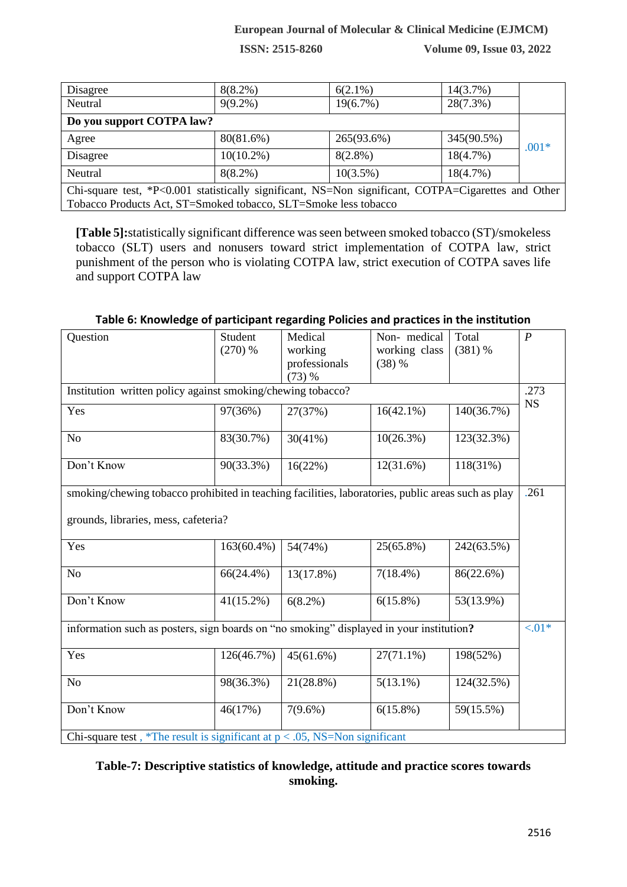| | | | | |
|---|---|---|---|---|
| Disagree | 8(8.2%) | 6(2.1%) | 14(3.7%) | |
| Neutral | 9(9.2%) | 19(6.7%) | 28(7.3%) | |
| **Do you support COTPA law?** | | | | .001* |
| Agree | 80(81.6%) | 265(93.6%) | 345(90.5%) | |
| Disagree | 10(10.2%) | 8(2.8%) | 18(4.7%) | |
| Neutral | 8(8.2%) | 10(3.5%) | 18(4.7%) | |

Chi-square test, *P<0.001 statistically significant, NS=Non significant, COTPA=Cigarettes and Other Tobacco Products Act, ST=Smoked tobacco, SLT=Smoke less tobacco

**[Table 5]:**statistically significant difference was seen between smoked tobacco (ST)/smokeless tobacco (SLT) users and nonusers toward strict implementation of COTPA law, strict punishment of the person who is violating COTPA law, strict execution of COTPA saves life and support COTPA law

**Table 6: Knowledge of participant regarding Policies and practices in the institution**

| Question | Student (270) % | Medical working professionals (73) % | Non- medical working class (38) % | Total (381) % | *P* |
|---|---|---|---|---|---|
| Institution written policy against smoking/chewing tobacco? | | | | | .273 NS |
| Yes | 97(36%) | 27(37%) | 16(42.1%) | 140(36.7%) | |
| No | 83(30.7%) | 30(41%) | 10(26.3%) | 123(32.3%) | |
| Don't Know | 90(33.3%) | 16(22%) | 12(31.6%) | 118(31%) | |
| smoking/chewing tobacco prohibited in teaching facilities, laboratories, public areas such as play grounds, libraries, mess, cafeteria? | | | | | .261 |
| Yes | 163(60.4%) | 54(74%) | 25(65.8%) | 242(63.5%) | |
| No | 66(24.4%) | 13(17.8%) | 7(18.4%) | 86(22.6%) | |
| Don't Know | 41(15.2%) | 6(8.2%) | 6(15.8%) | 53(13.9%) | |
| information such as posters, sign boards on "no smoking" displayed in your institution**?** | | | | | <.01* |
| Yes | 126(46.7%) | 45(61.6%) | 27(71.1%) | 198(52%) | |
| No | 98(36.3%) | 21(28.8%) | 5(13.1%) | 124(32.5%) | |
| Don't Know | 46(17%) | 7(9.6%) | 6(15.8%) | 59(15.5%) | |

Chi-square test , *The result is significant at p < .05, NS=Non significant

**Table-7: Descriptive statistics of knowledge, attitude and practice scores towards smoking.**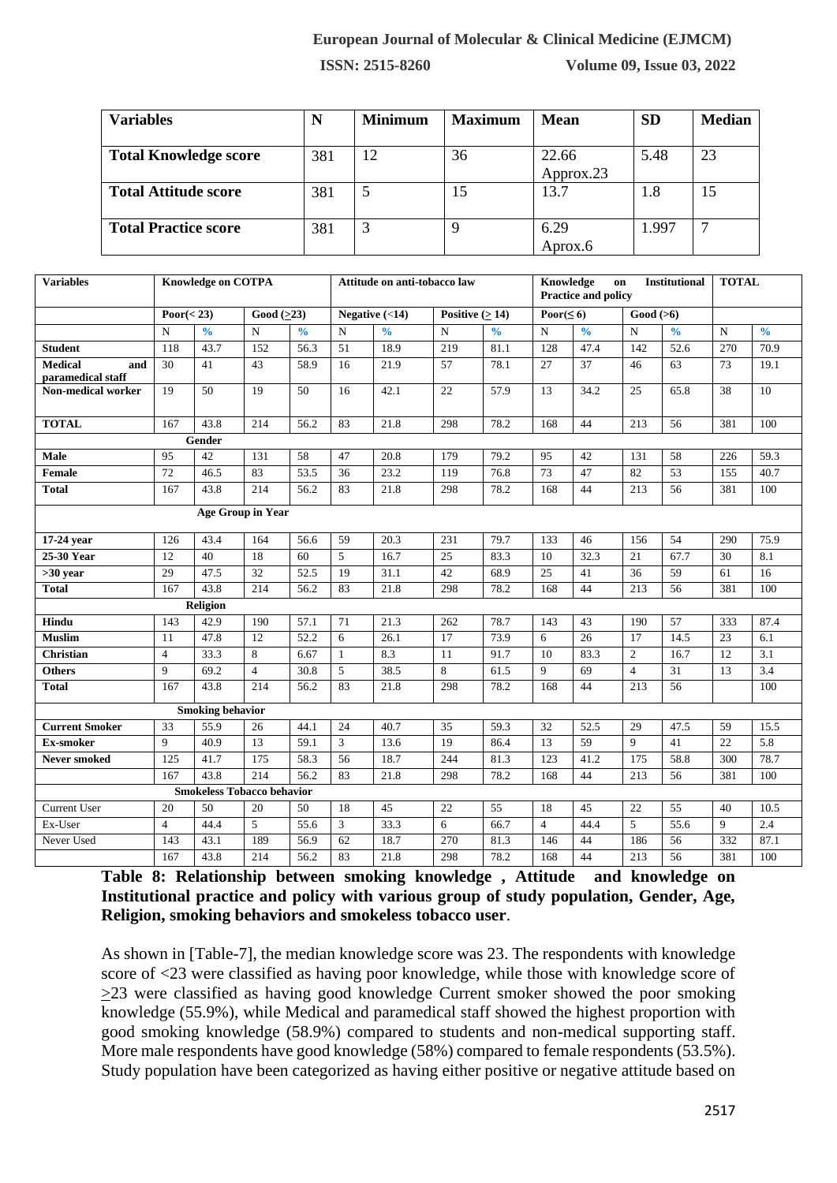| Variables | N | Minimum | Maximum | Mean | SD | Median |
|---|---|---|---|---|---|---|
| **Total Knowledge score** | 381 | 12 | 36 | 22.66 Approx.23 | 5.48 | 23 |
| **Total Attitude score** | 381 | 5 | 15 | 13.7 | 1.8 | 15 |
| **Total Practice score** | 381 | 3 | 9 | 6.29 Aprox.6 | 1.997 | 7 |

| Variables | Knowledge on COTPA | | | | Attitude on anti-tobacco law | | | | Knowledge on Institutional Practice and policy | | | | TOTAL | |
|---|---|---|---|---|---|---|---|---|---|---|---|---|---|---|
| | Poor(< 23) | | Good (≥23) | | Negative (<14) | | Positive (≥ 14) | | Poor(≤ 6) | | Good (>6) | | | |
| | N | % | N | % | N | % | N | % | N | % | N | % | N | % |
| **Student** | 118 | 43.7 | 152 | 56.3 | 51 | 18.9 | 219 | 81.1 | 128 | 47.4 | 142 | 52.6 | 270 | 70.9 |
| **Medical and paramedical staff** | 30 | 41 | 43 | 58.9 | 16 | 21.9 | 57 | 78.1 | 27 | 37 | 46 | 63 | 73 | 19.1 |
| **Non-medical worker** | 19 | 50 | 19 | 50 | 16 | 42.1 | 22 | 57.9 | 13 | 34.2 | 25 | 65.8 | 38 | 10 |
| **TOTAL** | 167 | 43.8 | 214 | 56.2 | 83 | 21.8 | 298 | 78.2 | 168 | 44 | 213 | 56 | 381 | 100 |
| **Gender** | | | | | | | | | | | | | | |
| **Male** | 95 | 42 | 131 | 58 | 47 | 20.8 | 179 | 79.2 | 95 | 42 | 131 | 58 | 226 | 59.3 |
| **Female** | 72 | 46.5 | 83 | 53.5 | 36 | 23.2 | 119 | 76.8 | 73 | 47 | 82 | 53 | 155 | 40.7 |
| **Total** | 167 | 43.8 | 214 | 56.2 | 83 | 21.8 | 298 | 78.2 | 168 | 44 | 213 | 56 | 381 | 100 |
| **Age Group in Year** | | | | | | | | | | | | | | |
| **17-24 year** | 126 | 43.4 | 164 | 56.6 | 59 | 20.3 | 231 | 79.7 | 133 | 46 | 156 | 54 | 290 | 75.9 |
| **25-30 Year** | 12 | 40 | 18 | 60 | 5 | 16.7 | 25 | 83.3 | 10 | 32.3 | 21 | 67.7 | 30 | 8.1 |
| **>30 year** | 29 | 47.5 | 32 | 52.5 | 19 | 31.1 | 42 | 68.9 | 25 | 41 | 36 | 59 | 61 | 16 |
| **Total** | 167 | 43.8 | 214 | 56.2 | 83 | 21.8 | 298 | 78.2 | 168 | 44 | 213 | 56 | 381 | 100 |
| **Religion** | | | | | | | | | | | | | | |
| **Hindu** | 143 | 42.9 | 190 | 57.1 | 71 | 21.3 | 262 | 78.7 | 143 | 43 | 190 | 57 | 333 | 87.4 |
| **Muslim** | 11 | 47.8 | 12 | 52.2 | 6 | 26.1 | 17 | 73.9 | 6 | 26 | 17 | 14.5 | 23 | 6.1 |
| **Christian** | 4 | 33.3 | 8 | 6.67 | 1 | 8.3 | 11 | 91.7 | 10 | 83.3 | 2 | 16.7 | 12 | 3.1 |
| **Others** | 9 | 69.2 | 4 | 30.8 | 5 | 38.5 | 8 | 61.5 | 9 | 69 | 4 | 31 | 13 | 3.4 |
| **Total** | 167 | 43.8 | 214 | 56.2 | 83 | 21.8 | 298 | 78.2 | 168 | 44 | 213 | 56 | | 100 |
| **Smoking behavior** | | | | | | | | | | | | | | |
| **Current Smoker** | 33 | 55.9 | 26 | 44.1 | 24 | 40.7 | 35 | 59.3 | 32 | 52.5 | 29 | 47.5 | 59 | 15.5 |
| **Ex-smoker** | 9 | 40.9 | 13 | 59.1 | 3 | 13.6 | 19 | 86.4 | 13 | 59 | 9 | 41 | 22 | 5.8 |
| **Never smoked** | 125 | 41.7 | 175 | 58.3 | 56 | 18.7 | 244 | 81.3 | 123 | 41.2 | 175 | 58.8 | 300 | 78.7 |
| | 167 | 43.8 | 214 | 56.2 | 83 | 21.8 | 298 | 78.2 | 168 | 44 | 213 | 56 | 381 | 100 |
| **Smokeless Tobacco behavior** | | | | | | | | | | | | | | |
| Current User | 20 | 50 | 20 | 50 | 18 | 45 | 22 | 55 | 18 | 45 | 22 | 55 | 40 | 10.5 |
| Ex-User | 4 | 44.4 | 5 | 55.6 | 3 | 33.3 | 6 | 66.7 | 4 | 44.4 | 5 | 55.6 | 9 | 2.4 |
| Never Used | 143 | 43.1 | 189 | 56.9 | 62 | 18.7 | 270 | 81.3 | 146 | 44 | 186 | 56 | 332 | 87.1 |
| | 167 | 43.8 | 214 | 56.2 | 83 | 21.8 | 298 | 78.2 | 168 | 44 | 213 | 56 | 381 | 100 |

**Table 8: Relationship between smoking knowledge , Attitude and knowledge on Institutional practice and policy with various group of study population, Gender, Age, Religion, smoking behaviors and smokeless tobacco user**.

As shown in [Table-7], the median knowledge score was 23. The respondents with knowledge score of <23 were classified as having poor knowledge, while those with knowledge score of ≥23 were classified as having good knowledge Current smoker showed the poor smoking knowledge (55.9%), while Medical and paramedical staff showed the highest proportion with good smoking knowledge (58.9%) compared to students and non-medical supporting staff. More male respondents have good knowledge (58%) compared to female respondents (53.5%). Study population have been categorized as having either positive or negative attitude based on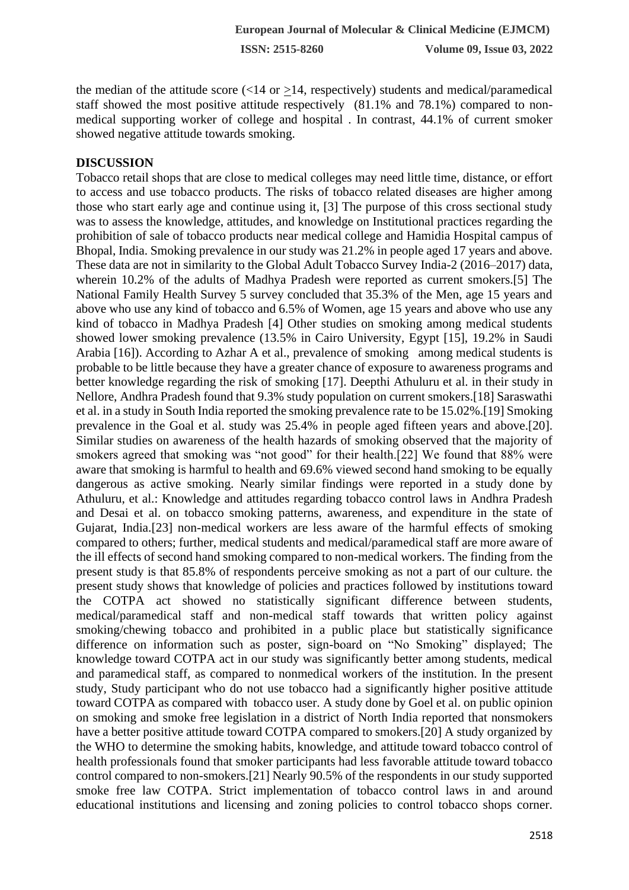the median of the attitude score (<14 or ≥14, respectively) students and medical/paramedical staff showed the most positive attitude respectively (81.1% and 78.1%) compared to non-medical supporting worker of college and hospital . In contrast, 44.1% of current smoker showed negative attitude towards smoking.

## DISCUSSION

Tobacco retail shops that are close to medical colleges may need little time, distance, or effort to access and use tobacco products. The risks of tobacco related diseases are higher among those who start early age and continue using it, [3] The purpose of this cross sectional study was to assess the knowledge, attitudes, and knowledge on Institutional practices regarding the prohibition of sale of tobacco products near medical college and Hamidia Hospital campus of Bhopal, India. Smoking prevalence in our study was 21.2% in people aged 17 years and above. These data are not in similarity to the Global Adult Tobacco Survey India-2 (2016–2017) data, wherein 10.2% of the adults of Madhya Pradesh were reported as current smokers.[5] The National Family Health Survey 5 survey concluded that 35.3% of the Men, age 15 years and above who use any kind of tobacco and 6.5% of Women, age 15 years and above who use any kind of tobacco in Madhya Pradesh [4] Other studies on smoking among medical students showed lower smoking prevalence (13.5% in Cairo University, Egypt [15], 19.2% in Saudi Arabia [16]). According to Azhar A et al., prevalence of smoking among medical students is probable to be little because they have a greater chance of exposure to awareness programs and better knowledge regarding the risk of smoking [17]. Deepthi Athuluru et al. in their study in Nellore, Andhra Pradesh found that 9.3% study population on current smokers.[18] Saraswathi et al. in a study in South India reported the smoking prevalence rate to be 15.02%.[19] Smoking prevalence in the Goal et al. study was 25.4% in people aged fifteen years and above.[20]. Similar studies on awareness of the health hazards of smoking observed that the majority of smokers agreed that smoking was "not good" for their health.[22] We found that 88% were aware that smoking is harmful to health and 69.6% viewed second hand smoking to be equally dangerous as active smoking. Nearly similar findings were reported in a study done by Athuluru, et al.: Knowledge and attitudes regarding tobacco control laws in Andhra Pradesh and Desai et al. on tobacco smoking patterns, awareness, and expenditure in the state of Gujarat, India.[23] non-medical workers are less aware of the harmful effects of smoking compared to others; further, medical students and medical/paramedical staff are more aware of the ill effects of second hand smoking compared to non-medical workers. The finding from the present study is that 85.8% of respondents perceive smoking as not a part of our culture. the present study shows that knowledge of policies and practices followed by institutions toward the COTPA act showed no statistically significant difference between students, medical/paramedical staff and non-medical staff towards that written policy against smoking/chewing tobacco and prohibited in a public place but statistically significance difference on information such as poster, sign-board on "No Smoking" displayed; The knowledge toward COTPA act in our study was significantly better among students, medical and paramedical staff, as compared to nonmedical workers of the institution. In the present study, Study participant who do not use tobacco had a significantly higher positive attitude toward COTPA as compared with tobacco user. A study done by Goel et al. on public opinion on smoking and smoke free legislation in a district of North India reported that nonsmokers have a better positive attitude toward COTPA compared to smokers.[20] A study organized by the WHO to determine the smoking habits, knowledge, and attitude toward tobacco control of health professionals found that smoker participants had less favorable attitude toward tobacco control compared to non-smokers.[21] Nearly 90.5% of the respondents in our study supported smoke free law COTPA. Strict implementation of tobacco control laws in and around educational institutions and licensing and zoning policies to control tobacco shops corner.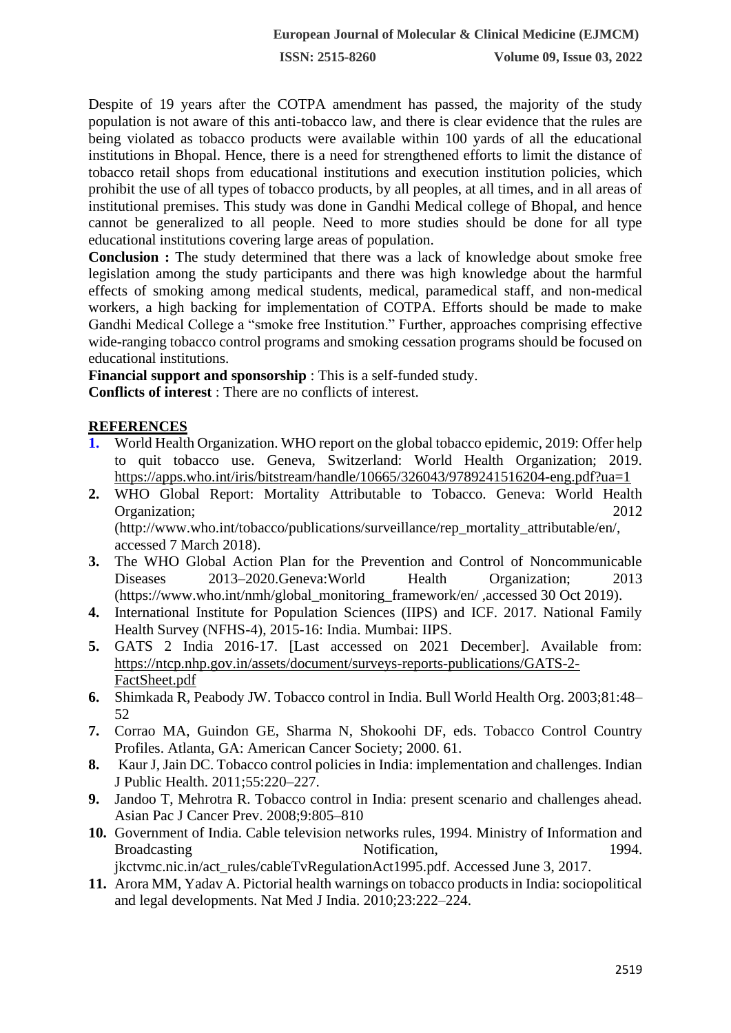Despite of 19 years after the COTPA amendment has passed, the majority of the study population is not aware of this anti-tobacco law, and there is clear evidence that the rules are being violated as tobacco products were available within 100 yards of all the educational institutions in Bhopal. Hence, there is a need for strengthened efforts to limit the distance of tobacco retail shops from educational institutions and execution institution policies, which prohibit the use of all types of tobacco products, by all peoples, at all times, and in all areas of institutional premises. This study was done in Gandhi Medical college of Bhopal, and hence cannot be generalized to all people. Need to more studies should be done for all type educational institutions covering large areas of population.

**Conclusion :** The study determined that there was a lack of knowledge about smoke free legislation among the study participants and there was high knowledge about the harmful effects of smoking among medical students, medical, paramedical staff, and non-medical workers, a high backing for implementation of COTPA. Efforts should be made to make Gandhi Medical College a "smoke free Institution." Further, approaches comprising effective wide-ranging tobacco control programs and smoking cessation programs should be focused on educational institutions.

**Financial support and sponsorship** : This is a self-funded study.

**Conflicts of interest** : There are no conflicts of interest.

## REFERENCES

1. World Health Organization. WHO report on the global tobacco epidemic, 2019: Offer help to quit tobacco use. Geneva, Switzerland: World Health Organization; 2019. https://apps.who.int/iris/bitstream/handle/10665/326043/9789241516204-eng.pdf?ua=1
2. WHO Global Report: Mortality Attributable to Tobacco. Geneva: World Health Organization; 2012 (http://www.who.int/tobacco/publications/surveillance/rep_mortality_attributable/en/, accessed 7 March 2018).
3. The WHO Global Action Plan for the Prevention and Control of Noncommunicable Diseases 2013–2020.Geneva:World Health Organization; 2013 (https://www.who.int/nmh/global_monitoring_framework/en/ ,accessed 30 Oct 2019).
4. International Institute for Population Sciences (IIPS) and ICF. 2017. National Family Health Survey (NFHS-4), 2015-16: India. Mumbai: IIPS.
5. GATS 2 India 2016-17. [Last accessed on 2021 December]. Available from: https://ntcp.nhp.gov.in/assets/document/surveys-reports-publications/GATS-2-FactSheet.pdf
6. Shimkada R, Peabody JW. Tobacco control in India. Bull World Health Org. 2003;81:48–52
7. Corrao MA, Guindon GE, Sharma N, Shokoohi DF, eds. Tobacco Control Country Profiles. Atlanta, GA: American Cancer Society; 2000. 61.
8. Kaur J, Jain DC. Tobacco control policies in India: implementation and challenges. Indian J Public Health. 2011;55:220–227.
9. Jandoo T, Mehrotra R. Tobacco control in India: present scenario and challenges ahead. Asian Pac J Cancer Prev. 2008;9:805–810
10. Government of India. Cable television networks rules, 1994. Ministry of Information and Broadcasting Notification, 1994. jkctvmc.nic.in/act_rules/cableTvRegulationAct1995.pdf. Accessed June 3, 2017.
11. Arora MM, Yadav A. Pictorial health warnings on tobacco products in India: sociopolitical and legal developments. Nat Med J India. 2010;23:222–224.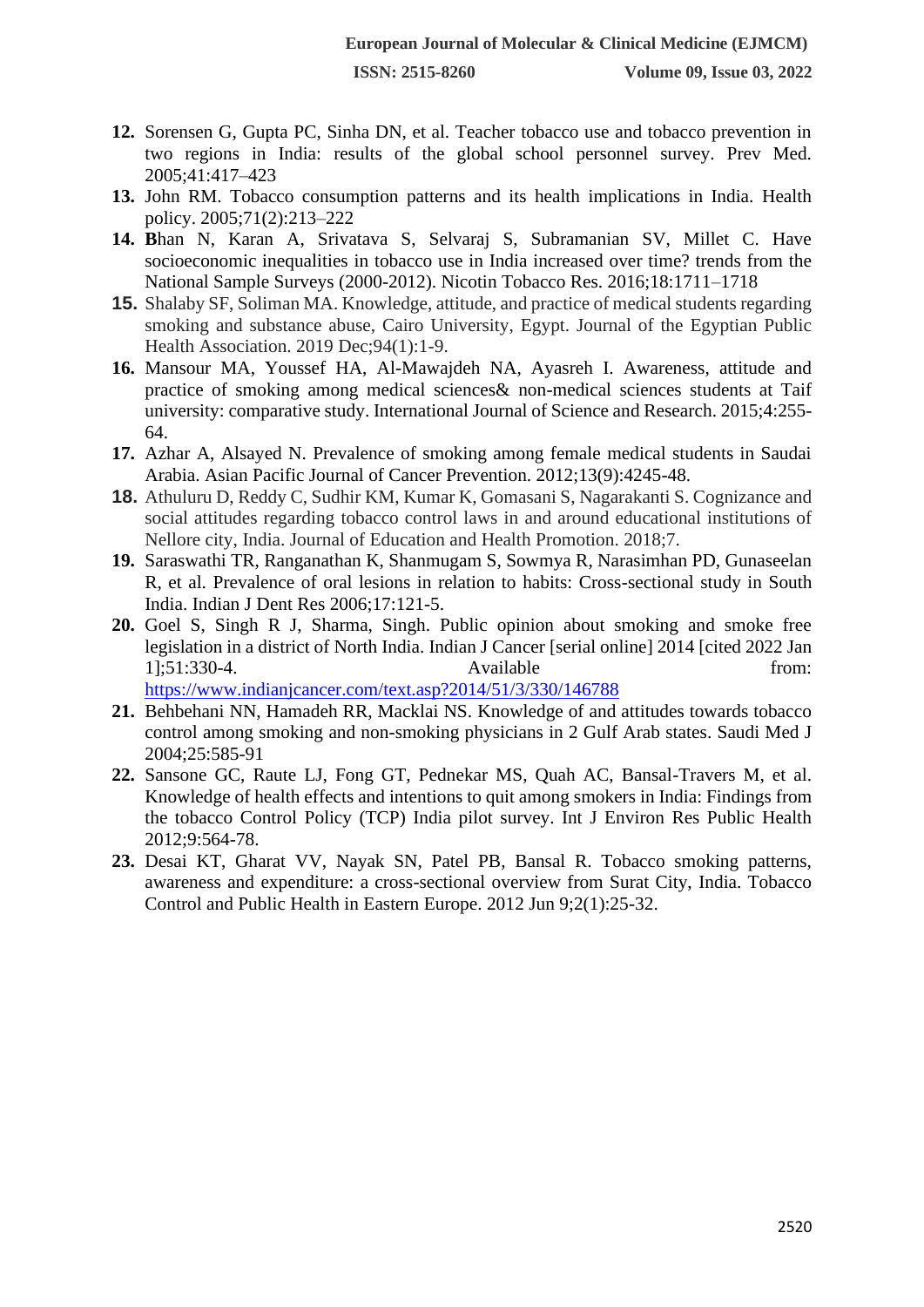12. Sorensen G, Gupta PC, Sinha DN, et al. Teacher tobacco use and tobacco prevention in two regions in India: results of the global school personnel survey. Prev Med. 2005;41:417–423
13. John RM. Tobacco consumption patterns and its health implications in India. Health policy. 2005;71(2):213–222
14. **B**han N, Karan A, Srivatava S, Selvaraj S, Subramanian SV, Millet C. Have socioeconomic inequalities in tobacco use in India increased over time? trends from the National Sample Surveys (2000-2012). Nicotin Tobacco Res. 2016;18:1711–1718
15. Shalaby SF, Soliman MA. Knowledge, attitude, and practice of medical students regarding smoking and substance abuse, Cairo University, Egypt. Journal of the Egyptian Public Health Association. 2019 Dec;94(1):1-9.
16. Mansour MA, Youssef HA, Al-Mawajdeh NA, Ayasreh I. Awareness, attitude and practice of smoking among medical sciences& non-medical sciences students at Taif university: comparative study. International Journal of Science and Research. 2015;4:255-64.
17. Azhar A, Alsayed N. Prevalence of smoking among female medical students in Saudai Arabia. Asian Pacific Journal of Cancer Prevention. 2012;13(9):4245-48.
18. Athuluru D, Reddy C, Sudhir KM, Kumar K, Gomasani S, Nagarakanti S. Cognizance and social attitudes regarding tobacco control laws in and around educational institutions of Nellore city, India. Journal of Education and Health Promotion. 2018;7.
19. Saraswathi TR, Ranganathan K, Shanmugam S, Sowmya R, Narasimhan PD, Gunaseelan R, et al. Prevalence of oral lesions in relation to habits: Cross-sectional study in South India. Indian J Dent Res 2006;17:121-5.
20. Goel S, Singh R J, Sharma, Singh. Public opinion about smoking and smoke free legislation in a district of North India. Indian J Cancer [serial online] 2014 [cited 2022 Jan 1];51:330-4. Available from: https://www.indianjcancer.com/text.asp?2014/51/3/330/146788
21. Behbehani NN, Hamadeh RR, Macklai NS. Knowledge of and attitudes towards tobacco control among smoking and non-smoking physicians in 2 Gulf Arab states. Saudi Med J 2004;25:585-91
22. Sansone GC, Raute LJ, Fong GT, Pednekar MS, Quah AC, Bansal-Travers M, et al. Knowledge of health effects and intentions to quit among smokers in India: Findings from the tobacco Control Policy (TCP) India pilot survey. Int J Environ Res Public Health 2012;9:564-78.
23. Desai KT, Gharat VV, Nayak SN, Patel PB, Bansal R. Tobacco smoking patterns, awareness and expenditure: a cross-sectional overview from Surat City, India. Tobacco Control and Public Health in Eastern Europe. 2012 Jun 9;2(1):25-32.